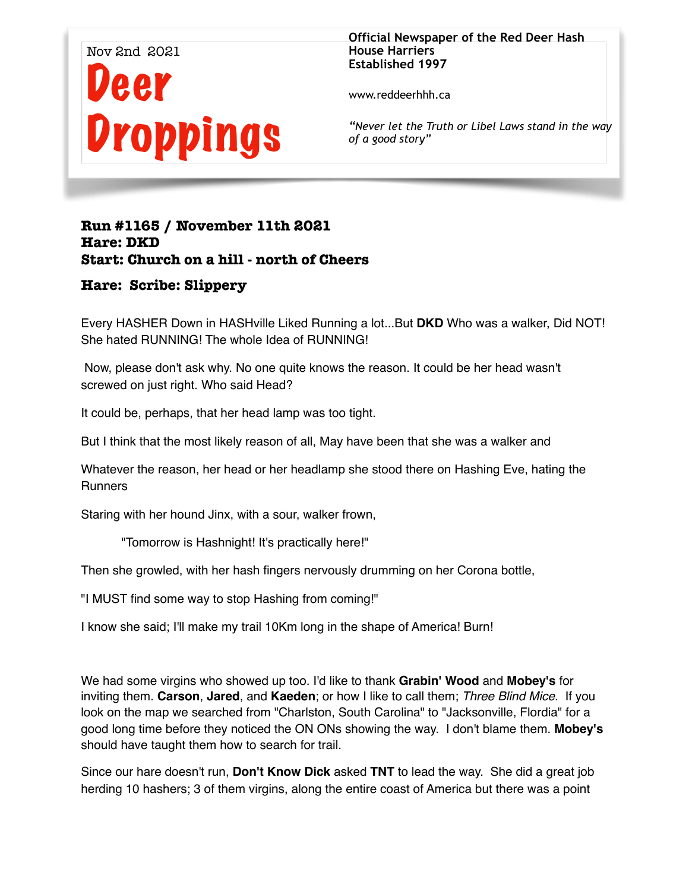Nov 2nd 2021

# Deer Droppings

**Official Newspaper of the Red Deer Hash House Harriers**
**Established 1997**

www.reddeerhhh.ca

*"Never let the Truth or Libel Laws stand in the way of a good story"*

### Run #1165 / November 11th 2021
### Hare: DKD
### Start: Church on a hill - north of Cheers

### Hare: Scribe: Slippery

Every HASHER Down in HASHville Liked Running a lot...But **DKD** Who was a walker, Did NOT! She hated RUNNING! The whole Idea of RUNNING!

Now, please don't ask why. No one quite knows the reason. It could be her head wasn't screwed on just right. Who said Head?

It could be, perhaps, that her head lamp was too tight.

But I think that the most likely reason of all, May have been that she was a walker and

Whatever the reason, her head or her headlamp she stood there on Hashing Eve, hating the Runners

Staring with her hound Jinx, with a sour, walker frown,

> "Tomorrow is Hashnight! It's practically here!"

Then she growled, with her hash fingers nervously drumming on her Corona bottle,

"I MUST find some way to stop Hashing from coming!"

I know she said; I'll make my trail 10Km long in the shape of America! Burn!

We had some virgins who showed up too. I'd like to thank **Grabin' Wood** and **Mobey's** for inviting them. **Carson**, **Jared**, and **Kaeden**; or how I like to call them; *Three Blind Mice*. If you look on the map we searched from "Charlston, South Carolina" to "Jacksonville, Flordia" for a good long time before they noticed the ON ONs showing the way. I don't blame them. **Mobey's** should have taught them how to search for trail.

Since our hare doesn't run, **Don't Know Dick** asked **TNT** to lead the way. She did a great job herding 10 hashers; 3 of them virgins, along the entire coast of America but there was a point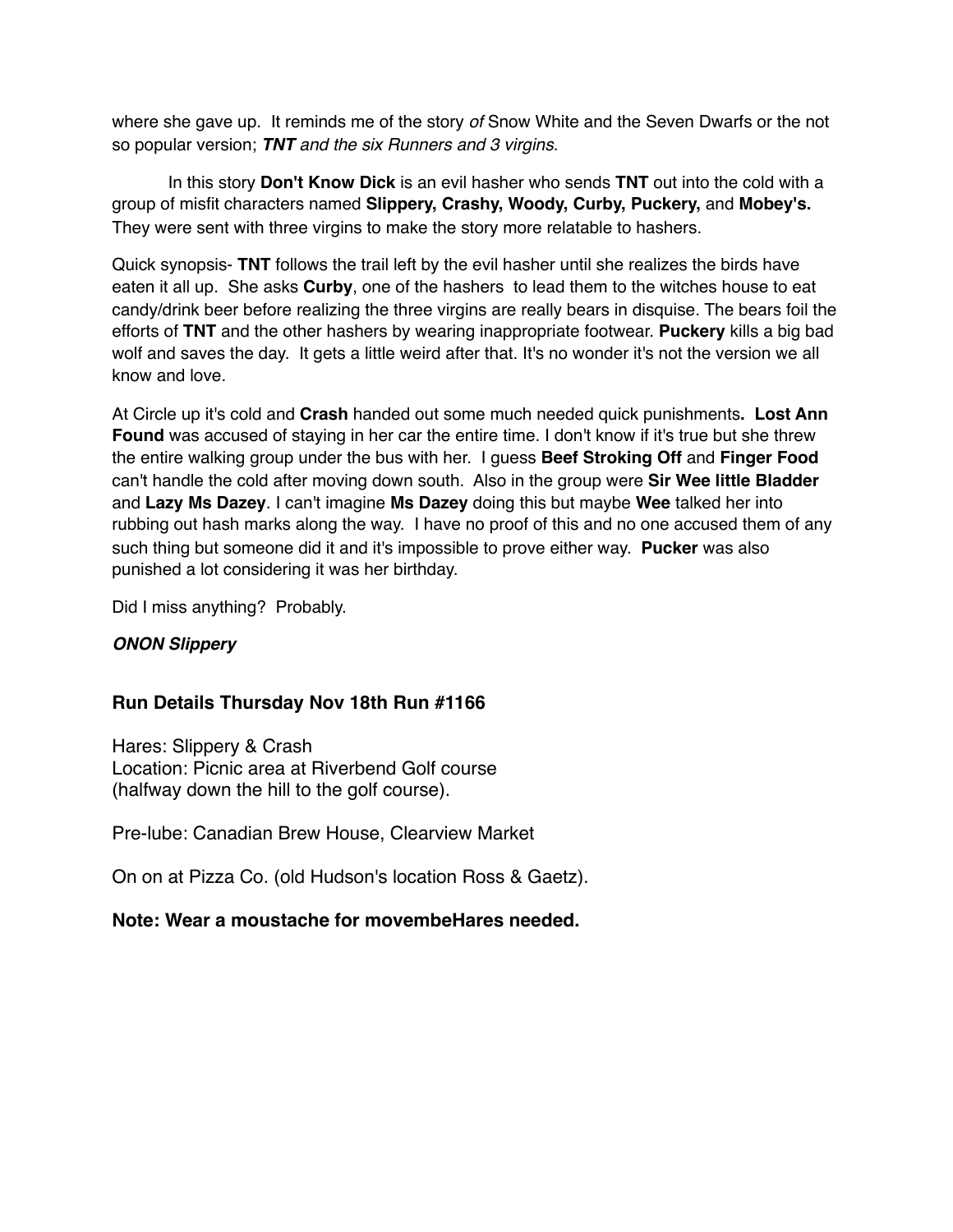where she gave up. It reminds me of the story *of* Snow White and the Seven Dwarfs or the not so popular version; ***TNT** and the six Runners and 3 virgins.*

In this story **Don't Know Dick** is an evil hasher who sends **TNT** out into the cold with a group of misfit characters named **Slippery, Crashy, Woody, Curby, Puckery,** and **Mobey's.** They were sent with three virgins to make the story more relatable to hashers.

Quick synopsis- **TNT** follows the trail left by the evil hasher until she realizes the birds have eaten it all up. She asks **Curby**, one of the hashers to lead them to the witches house to eat candy/drink beer before realizing the three virgins are really bears in disquise. The bears foil the efforts of **TNT** and the other hashers by wearing inappropriate footwear. **Puckery** kills a big bad wolf and saves the day. It gets a little weird after that. It's no wonder it's not the version we all know and love.

At Circle up it's cold and **Crash** handed out some much needed quick punishments**. Lost Ann Found** was accused of staying in her car the entire time. I don't know if it's true but she threw the entire walking group under the bus with her. I guess **Beef Stroking Off** and **Finger Food** can't handle the cold after moving down south. Also in the group were **Sir Wee little Bladder** and **Lazy Ms Dazey**. I can't imagine **Ms Dazey** doing this but maybe **Wee** talked her into rubbing out hash marks along the way. I have no proof of this and no one accused them of any such thing but someone did it and it's impossible to prove either way. **Pucker** was also punished a lot considering it was her birthday.

Did I miss anything? Probably.

***ONON Slippery***

### Run Details Thursday Nov 18th Run #1166

Hares: Slippery & Crash
Location: Picnic area at Riverbend Golf course
(halfway down the hill to the golf course).

Pre-lube: Canadian Brew House, Clearview Market

On on at Pizza Co. (old Hudson's location Ross & Gaetz).

**Note: Wear a moustache for movembeHares needed.**